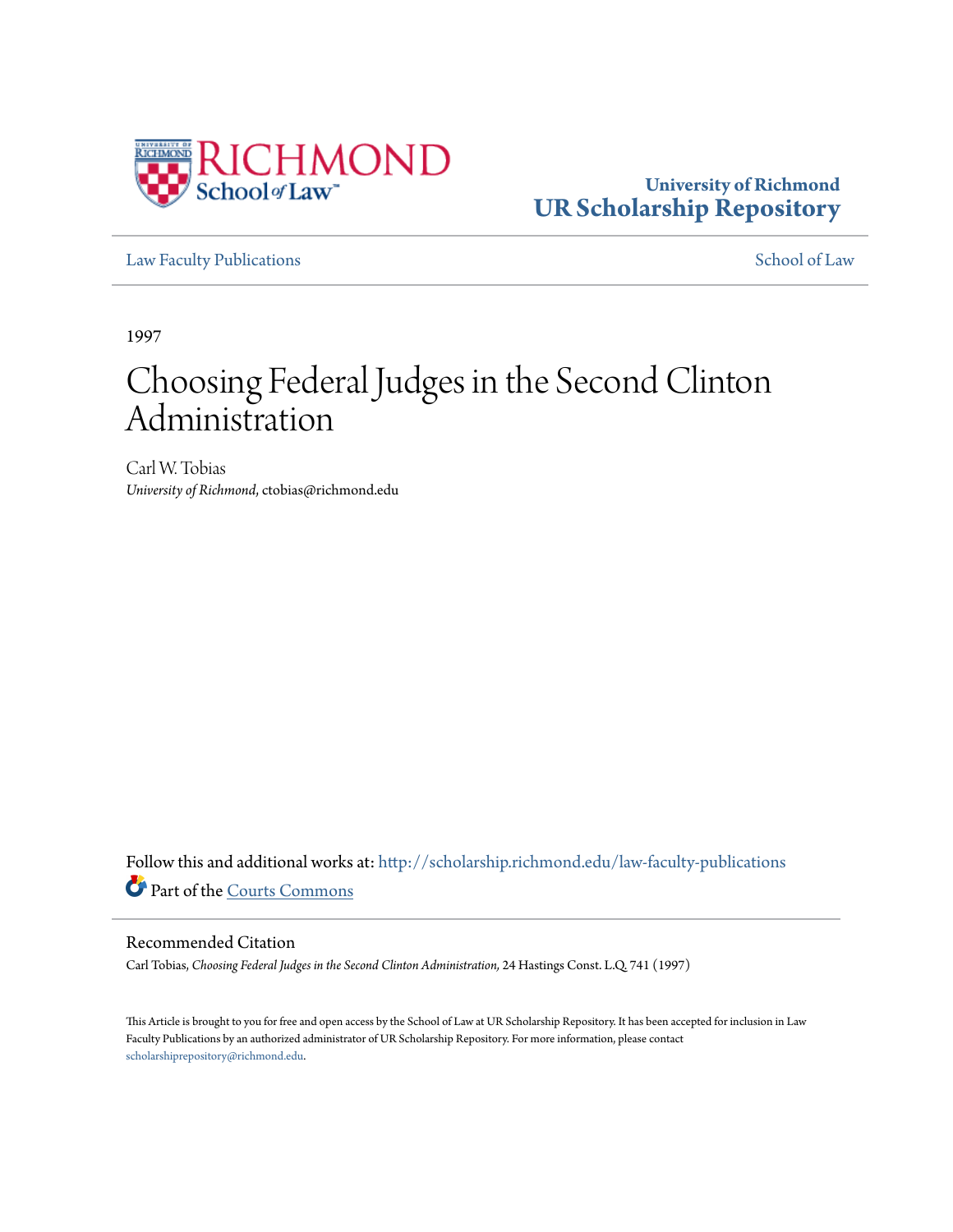University of Richmond
UR Scholarship Repository

Law Faculty Publications

School of Law

1997

# Choosing Federal Judges in the Second Clinton Administration

Carl W. Tobias
*University of Richmond*, ctobias@richmond.edu

Follow this and additional works at: http://scholarship.richmond.edu/law-faculty-publications

Part of the Courts Commons

## Recommended Citation

Carl Tobias, *Choosing Federal Judges in the Second Clinton Administration,* 24 Hastings Const. L.Q. 741 (1997)

This Article is brought to you for free and open access by the School of Law at UR Scholarship Repository. It has been accepted for inclusion in Law Faculty Publications by an authorized administrator of UR Scholarship Repository. For more information, please contact scholarshiprepository@richmond.edu.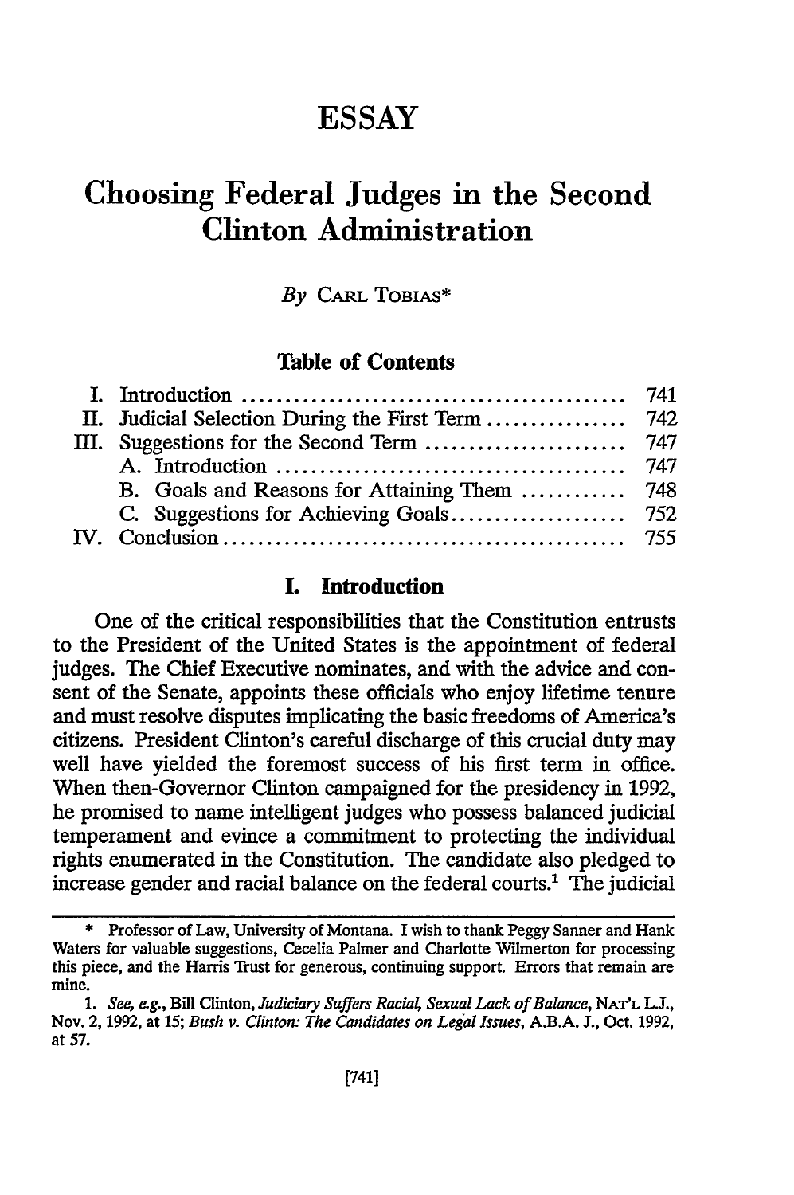# ESSAY

# Choosing Federal Judges in the Second Clinton Administration

*By* CARL TOBIAS*

**Table of Contents**

| | |
|---|---|
| I. Introduction | 741 |
| II. Judicial Selection During the First Term | 742 |
| III. Suggestions for the Second Term | 747 |
| A. Introduction | 747 |
| B. Goals and Reasons for Attaining Them | 748 |
| C. Suggestions for Achieving Goals | 752 |
| IV. Conclusion | 755 |

## I. Introduction

One of the critical responsibilities that the Constitution entrusts to the President of the United States is the appointment of federal judges. The Chief Executive nominates, and with the advice and consent of the Senate, appoints these officials who enjoy lifetime tenure and must resolve disputes implicating the basic freedoms of America's citizens. President Clinton's careful discharge of this crucial duty may well have yielded the foremost success of his first term in office. When then-Governor Clinton campaigned for the presidency in 1992, he promised to name intelligent judges who possess balanced judicial temperament and evince a commitment to protecting the individual rights enumerated in the Constitution. The candidate also pledged to increase gender and racial balance on the federal courts.[1] The judicial

---

\* Professor of Law, University of Montana. I wish to thank Peggy Sanner and Hank Waters for valuable suggestions, Cecelia Palmer and Charlotte Wilmerton for processing this piece, and the Harris Trust for generous, continuing support. Errors that remain are mine.

1. *See, e.g.*, Bill Clinton, *Judiciary Suffers Racial, Sexual Lack of Balance*, NAT'L L.J., Nov. 2, 1992, at 15; *Bush v. Clinton: The Candidates on Legal Issues*, A.B.A. J., Oct. 1992, at 57.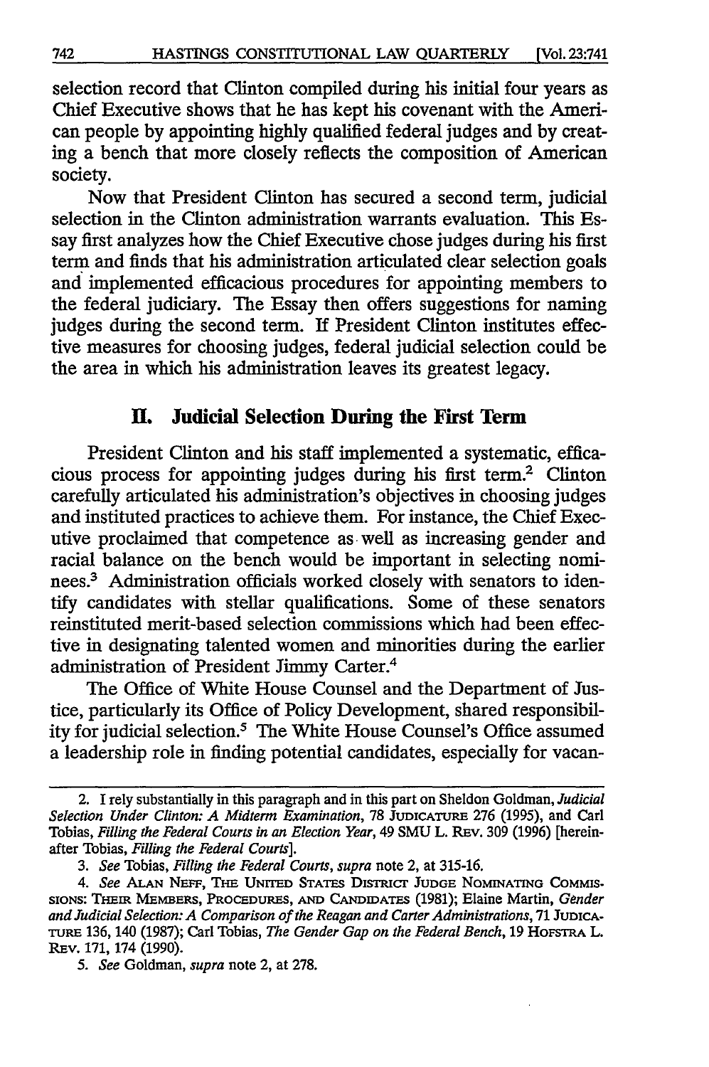selection record that Clinton compiled during his initial four years as Chief Executive shows that he has kept his covenant with the American people by appointing highly qualified federal judges and by creating a bench that more closely reflects the composition of American society.

Now that President Clinton has secured a second term, judicial selection in the Clinton administration warrants evaluation. This Essay first analyzes how the Chief Executive chose judges during his first term and finds that his administration articulated clear selection goals and implemented efficacious procedures for appointing members to the federal judiciary. The Essay then offers suggestions for naming judges during the second term. If President Clinton institutes effective measures for choosing judges, federal judicial selection could be the area in which his administration leaves its greatest legacy.

## II. Judicial Selection During the First Term

President Clinton and his staff implemented a systematic, efficacious process for appointing judges during his first term.[2] Clinton carefully articulated his administration's objectives in choosing judges and instituted practices to achieve them. For instance, the Chief Executive proclaimed that competence as well as increasing gender and racial balance on the bench would be important in selecting nominees.[3] Administration officials worked closely with senators to identify candidates with stellar qualifications. Some of these senators reinstituted merit-based selection commissions which had been effective in designating talented women and minorities during the earlier administration of President Jimmy Carter.[4]

The Office of White House Counsel and the Department of Justice, particularly its Office of Policy Development, shared responsibility for judicial selection.[5] The White House Counsel's Office assumed a leadership role in finding potential candidates, especially for vacan-

---

2. I rely substantially in this paragraph and in this part on Sheldon Goldman, *Judicial Selection Under Clinton: A Midterm Examination*, 78 JUDICATURE 276 (1995), and Carl Tobias, *Filling the Federal Courts in an Election Year*, 49 SMU L. REV. 309 (1996) [hereinafter Tobias, *Filling the Federal Courts*].

3. *See* Tobias, *Filling the Federal Courts*, *supra* note 2, at 315-16.

4. *See* ALAN NEFF, THE UNITED STATES DISTRICT JUDGE NOMINATING COMMISSIONS: THEIR MEMBERS, PROCEDURES, AND CANDIDATES (1981); Elaine Martin, *Gender and Judicial Selection: A Comparison of the Reagan and Carter Administrations*, 71 JUDICATURE 136, 140 (1987); Carl Tobias, *The Gender Gap on the Federal Bench*, 19 HOFSTRA L. REV. 171, 174 (1990).

5. *See* Goldman, *supra* note 2, at 278.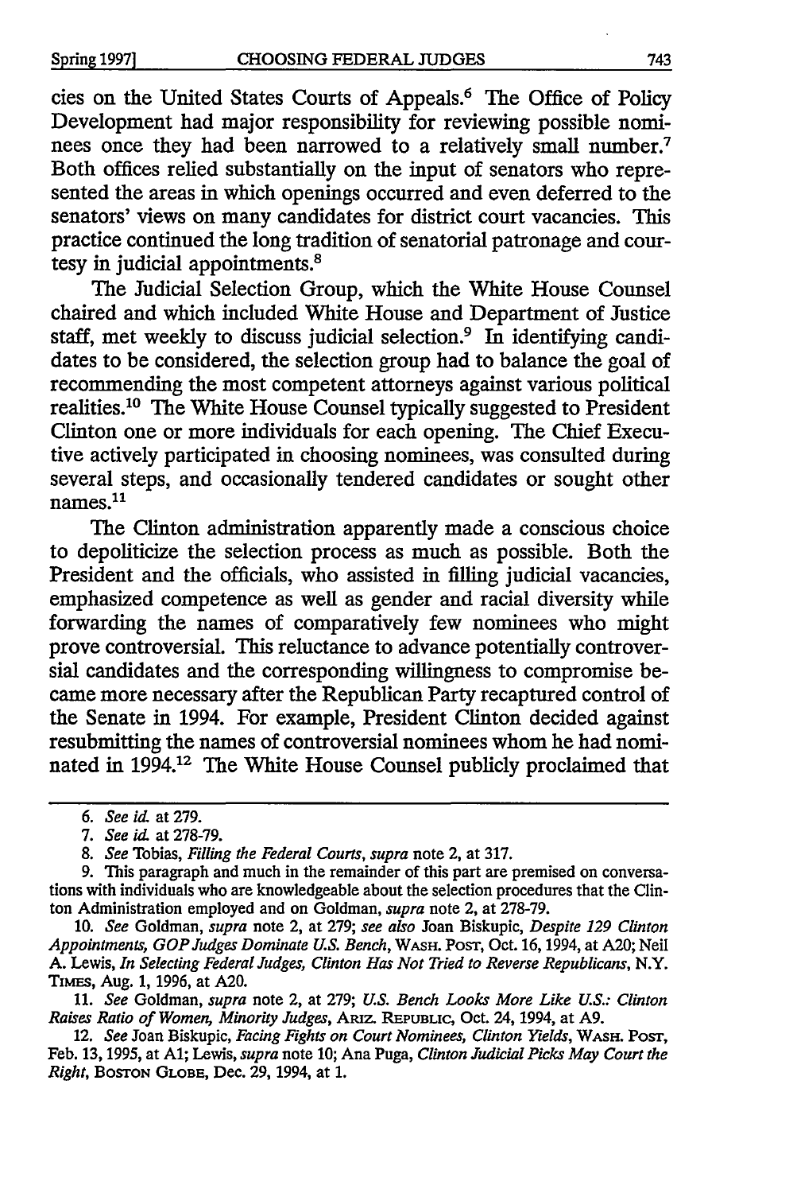cies on the United States Courts of Appeals.[6] The Office of Policy Development had major responsibility for reviewing possible nominees once they had been narrowed to a relatively small number.[7] Both offices relied substantially on the input of senators who represented the areas in which openings occurred and even deferred to the senators' views on many candidates for district court vacancies. This practice continued the long tradition of senatorial patronage and courtesy in judicial appointments.[8]

The Judicial Selection Group, which the White House Counsel chaired and which included White House and Department of Justice staff, met weekly to discuss judicial selection.[9] In identifying candidates to be considered, the selection group had to balance the goal of recommending the most competent attorneys against various political realities.[10] The White House Counsel typically suggested to President Clinton one or more individuals for each opening. The Chief Executive actively participated in choosing nominees, was consulted during several steps, and occasionally tendered candidates or sought other names.[11]

The Clinton administration apparently made a conscious choice to depoliticize the selection process as much as possible. Both the President and the officials, who assisted in filling judicial vacancies, emphasized competence as well as gender and racial diversity while forwarding the names of comparatively few nominees who might prove controversial. This reluctance to advance potentially controversial candidates and the corresponding willingness to compromise became more necessary after the Republican Party recaptured control of the Senate in 1994. For example, President Clinton decided against resubmitting the names of controversial nominees whom he had nominated in 1994.[12] The White House Counsel publicly proclaimed that

---

6. *See id.* at 279.

7. *See id.* at 278-79.

8. *See* Tobias, *Filling the Federal Courts*, *supra* note 2, at 317.

9. This paragraph and much in the remainder of this part are premised on conversations with individuals who are knowledgeable about the selection procedures that the Clinton Administration employed and on Goldman, *supra* note 2, at 278-79.

10. *See* Goldman, *supra* note 2, at 279; *see also* Joan Biskupic, *Despite 129 Clinton Appointments, GOP Judges Dominate U.S. Bench*, WASH. POST, Oct. 16, 1994, at A20; Neil A. Lewis, *In Selecting Federal Judges, Clinton Has Not Tried to Reverse Republicans*, N.Y. TIMES, Aug. 1, 1996, at A20.

11. *See* Goldman, *supra* note 2, at 279; *U.S. Bench Looks More Like U.S.: Clinton Raises Ratio of Women, Minority Judges*, ARIZ. REPUBLIC, Oct. 24, 1994, at A9.

12. *See* Joan Biskupic, *Facing Fights on Court Nominees, Clinton Yields*, WASH. POST, Feb. 13, 1995, at A1; Lewis, *supra* note 10; Ana Puga, *Clinton Judicial Picks May Court the Right*, BOSTON GLOBE, Dec. 29, 1994, at 1.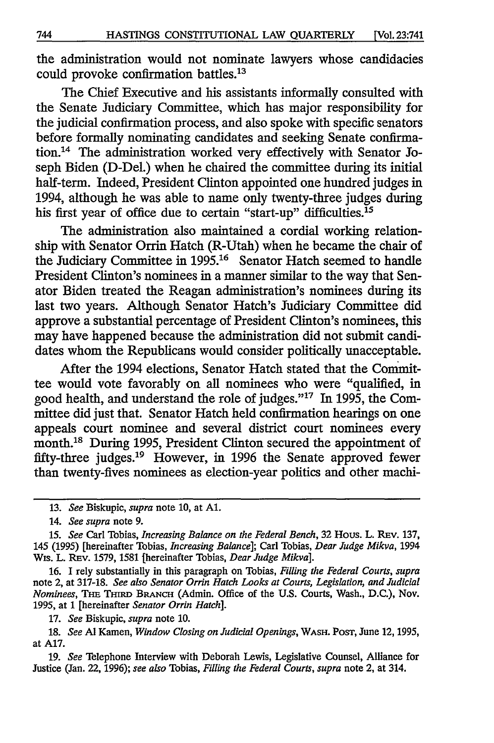the administration would not nominate lawyers whose candidacies could provoke confirmation battles.[13]

The Chief Executive and his assistants informally consulted with the Senate Judiciary Committee, which has major responsibility for the judicial confirmation process, and also spoke with specific senators before formally nominating candidates and seeking Senate confirmation.[14] The administration worked very effectively with Senator Joseph Biden (D-Del.) when he chaired the committee during its initial half-term. Indeed, President Clinton appointed one hundred judges in 1994, although he was able to name only twenty-three judges during his first year of office due to certain "start-up" difficulties.[15]

The administration also maintained a cordial working relationship with Senator Orrin Hatch (R-Utah) when he became the chair of the Judiciary Committee in 1995.[16] Senator Hatch seemed to handle President Clinton's nominees in a manner similar to the way that Senator Biden treated the Reagan administration's nominees during its last two years. Although Senator Hatch's Judiciary Committee did approve a substantial percentage of President Clinton's nominees, this may have happened because the administration did not submit candidates whom the Republicans would consider politically unacceptable.

After the 1994 elections, Senator Hatch stated that the Committee would vote favorably on all nominees who were "qualified, in good health, and understand the role of judges."[17] In 1995, the Committee did just that. Senator Hatch held confirmation hearings on one appeals court nominee and several district court nominees every month.[18] During 1995, President Clinton secured the appointment of fifty-three judges.[19] However, in 1996 the Senate approved fewer than twenty-fives nominees as election-year politics and other machi-

---

13. *See* Biskupic, *supra* note 10, at A1.

14. *See supra* note 9.

15. *See* Carl Tobias, *Increasing Balance on the Federal Bench*, 32 Hous. L. Rev. 137, 145 (1995) [hereinafter Tobias, *Increasing Balance*]; Carl Tobias, *Dear Judge Mikva*, 1994 Wis. L. Rev. 1579, 1581 [hereinafter Tobias, *Dear Judge Mikva*].

16. I rely substantially in this paragraph on Tobias, *Filling the Federal Courts*, *supra* note 2, at 317-18. *See also Senator Orrin Hatch Looks at Courts, Legislation, and Judicial Nominees*, The Third Branch (Admin. Office of the U.S. Courts, Wash., D.C.), Nov. 1995, at 1 [hereinafter *Senator Orrin Hatch*].

17. *See* Biskupic, *supra* note 10.

18. *See* Al Kamen, *Window Closing on Judicial Openings*, Wash. Post, June 12, 1995, at A17.

19. *See* Telephone Interview with Deborah Lewis, Legislative Counsel, Alliance for Justice (Jan. 22, 1996); *see also* Tobias, *Filling the Federal Courts*, *supra* note 2, at 314.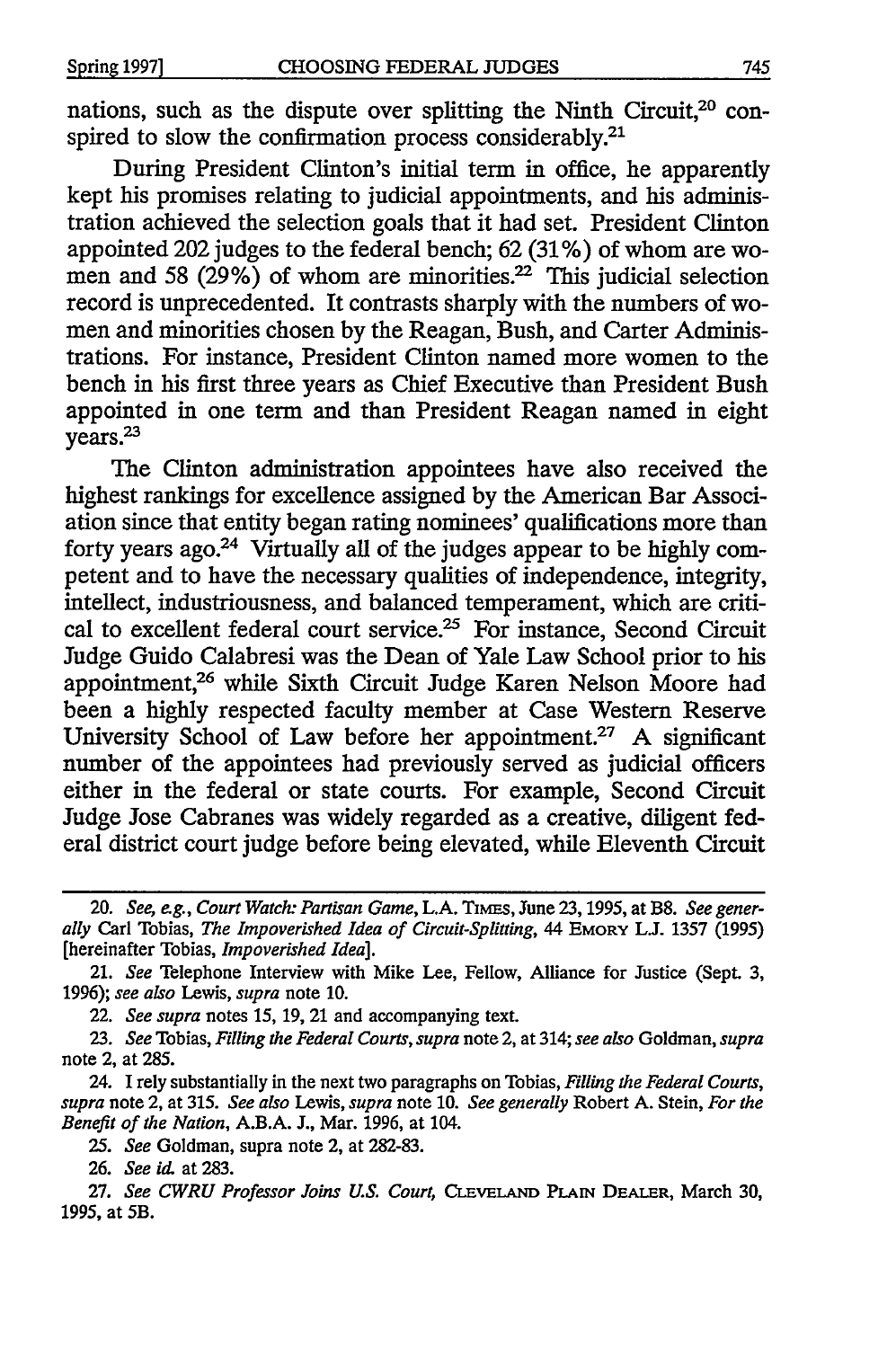nations, such as the dispute over splitting the Ninth Circuit,[20] conspired to slow the confirmation process considerably.[21]

During President Clinton's initial term in office, he apparently kept his promises relating to judicial appointments, and his administration achieved the selection goals that it had set. President Clinton appointed 202 judges to the federal bench; 62 (31%) of whom are women and 58 (29%) of whom are minorities.[22] This judicial selection record is unprecedented. It contrasts sharply with the numbers of women and minorities chosen by the Reagan, Bush, and Carter Administrations. For instance, President Clinton named more women to the bench in his first three years as Chief Executive than President Bush appointed in one term and than President Reagan named in eight years.[23]

The Clinton administration appointees have also received the highest rankings for excellence assigned by the American Bar Association since that entity began rating nominees' qualifications more than forty years ago.[24] Virtually all of the judges appear to be highly competent and to have the necessary qualities of independence, integrity, intellect, industriousness, and balanced temperament, which are critical to excellent federal court service.[25] For instance, Second Circuit Judge Guido Calabresi was the Dean of Yale Law School prior to his appointment,[26] while Sixth Circuit Judge Karen Nelson Moore had been a highly respected faculty member at Case Western Reserve University School of Law before her appointment.[27] A significant number of the appointees had previously served as judicial officers either in the federal or state courts. For example, Second Circuit Judge Jose Cabranes was widely regarded as a creative, diligent federal district court judge before being elevated, while Eleventh Circuit

---

20. *See, e.g.*, *Court Watch: Partisan Game*, L.A. TIMES, June 23, 1995, at B8. *See generally* Carl Tobias, *The Impoverished Idea of Circuit-Splitting*, 44 EMORY L.J. 1357 (1995) [hereinafter Tobias, *Impoverished Idea*].

21. *See* Telephone Interview with Mike Lee, Fellow, Alliance for Justice (Sept. 3, 1996); *see also* Lewis, *supra* note 10.

22. *See supra* notes 15, 19, 21 and accompanying text.

23. *See* Tobias, *Filling the Federal Courts*, *supra* note 2, at 314; *see also* Goldman, *supra* note 2, at 285.

24. I rely substantially in the next two paragraphs on Tobias, *Filling the Federal Courts*, *supra* note 2, at 315. *See also* Lewis, *supra* note 10. *See generally* Robert A. Stein, *For the Benefit of the Nation*, A.B.A. J., Mar. 1996, at 104.

25. *See* Goldman, supra note 2, at 282-83.

26. *See id.* at 283.

27. *See CWRU Professor Joins U.S. Court*, CLEVELAND PLAIN DEALER, March 30, 1995, at 5B.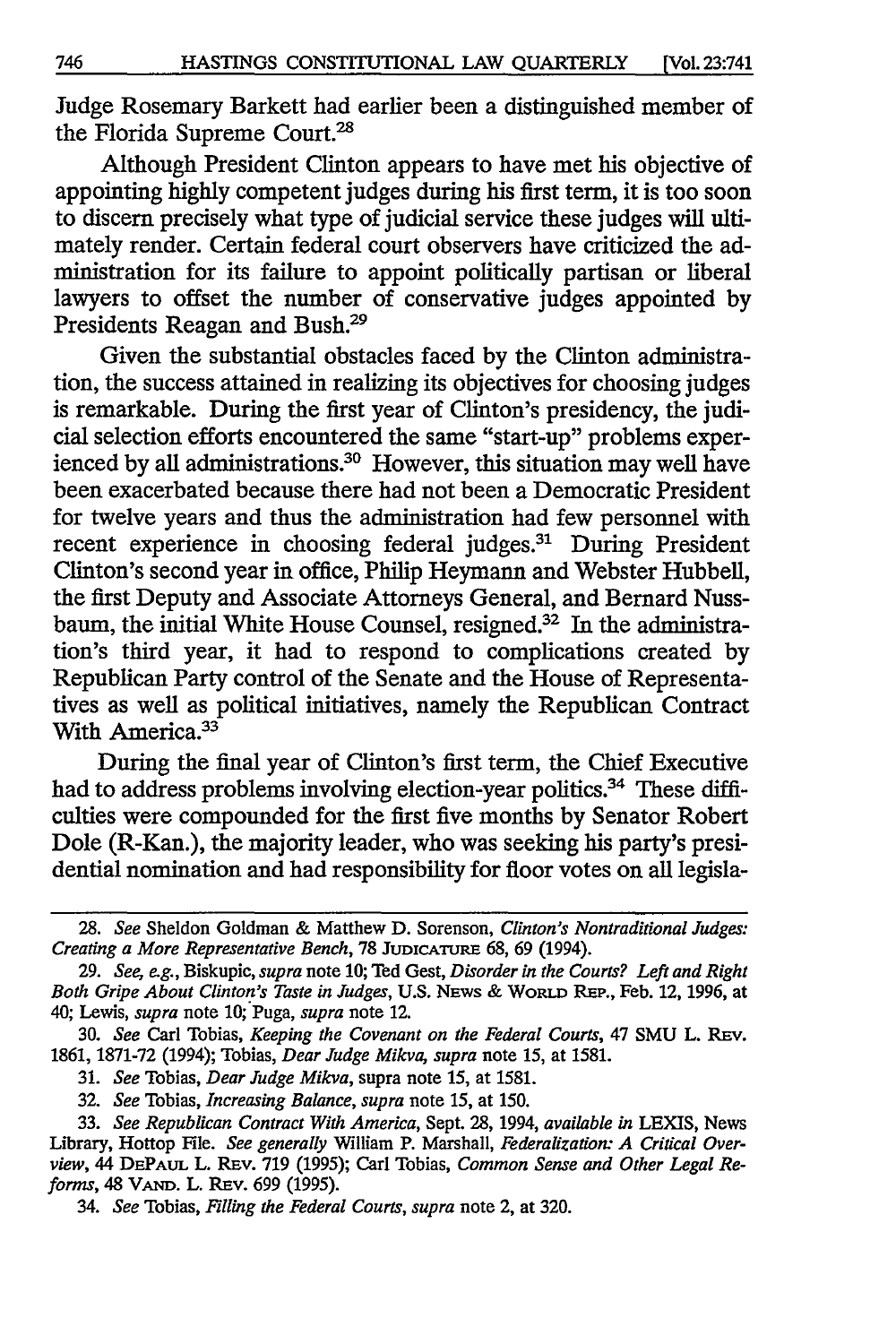Judge Rosemary Barkett had earlier been a distinguished member of the Florida Supreme Court.[28]

Although President Clinton appears to have met his objective of appointing highly competent judges during his first term, it is too soon to discern precisely what type of judicial service these judges will ultimately render. Certain federal court observers have criticized the administration for its failure to appoint politically partisan or liberal lawyers to offset the number of conservative judges appointed by Presidents Reagan and Bush.[29]

Given the substantial obstacles faced by the Clinton administration, the success attained in realizing its objectives for choosing judges is remarkable. During the first year of Clinton's presidency, the judicial selection efforts encountered the same "start-up" problems experienced by all administrations.[30] However, this situation may well have been exacerbated because there had not been a Democratic President for twelve years and thus the administration had few personnel with recent experience in choosing federal judges.[31] During President Clinton's second year in office, Philip Heymann and Webster Hubbell, the first Deputy and Associate Attorneys General, and Bernard Nussbaum, the initial White House Counsel, resigned.[32] In the administration's third year, it had to respond to complications created by Republican Party control of the Senate and the House of Representatives as well as political initiatives, namely the Republican Contract With America.[33]

During the final year of Clinton's first term, the Chief Executive had to address problems involving election-year politics.[34] These difficulties were compounded for the first five months by Senator Robert Dole (R-Kan.), the majority leader, who was seeking his party's presidential nomination and had responsibility for floor votes on all legisla-

---

28. *See* Sheldon Goldman & Matthew D. Sorenson, *Clinton's Nontraditional Judges: Creating a More Representative Bench*, 78 JUDICATURE 68, 69 (1994).

29. *See, e.g.*, Biskupic, *supra* note 10; Ted Gest, *Disorder in the Courts? Left and Right Both Gripe About Clinton's Taste in Judges*, U.S. NEWS & WORLD REP., Feb. 12, 1996, at 40; Lewis, *supra* note 10; Puga, *supra* note 12.

30. *See* Carl Tobias, *Keeping the Covenant on the Federal Courts*, 47 SMU L. REV. 1861, 1871-72 (1994); Tobias, *Dear Judge Mikva*, *supra* note 15, at 1581.

31. *See* Tobias, *Dear Judge Mikva*, supra note 15, at 1581.

32. *See* Tobias, *Increasing Balance*, *supra* note 15, at 150.

33. *See Republican Contract With America*, Sept. 28, 1994, *available in* LEXIS, News Library, Hottop File. *See generally* William P. Marshall, *Federalization: A Critical Overview*, 44 DEPAUL L. REV. 719 (1995); Carl Tobias, *Common Sense and Other Legal Reforms*, 48 VAND. L. REV. 699 (1995).

34. *See* Tobias, *Filling the Federal Courts*, *supra* note 2, at 320.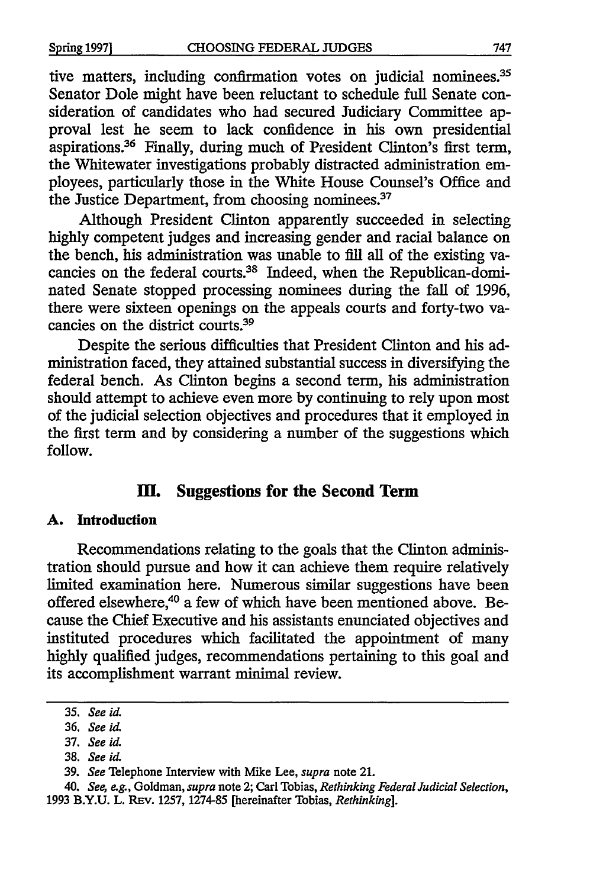tive matters, including confirmation votes on judicial nominees.[35] Senator Dole might have been reluctant to schedule full Senate consideration of candidates who had secured Judiciary Committee approval lest he seem to lack confidence in his own presidential aspirations.[36] Finally, during much of President Clinton's first term, the Whitewater investigations probably distracted administration employees, particularly those in the White House Counsel's Office and the Justice Department, from choosing nominees.[37]

Although President Clinton apparently succeeded in selecting highly competent judges and increasing gender and racial balance on the bench, his administration was unable to fill all of the existing vacancies on the federal courts.[38] Indeed, when the Republican-dominated Senate stopped processing nominees during the fall of 1996, there were sixteen openings on the appeals courts and forty-two vacancies on the district courts.[39]

Despite the serious difficulties that President Clinton and his administration faced, they attained substantial success in diversifying the federal bench. As Clinton begins a second term, his administration should attempt to achieve even more by continuing to rely upon most of the judicial selection objectives and procedures that it employed in the first term and by considering a number of the suggestions which follow.

## III. Suggestions for the Second Term

### A. Introduction

Recommendations relating to the goals that the Clinton administration should pursue and how it can achieve them require relatively limited examination here. Numerous similar suggestions have been offered elsewhere,[40] a few of which have been mentioned above. Because the Chief Executive and his assistants enunciated objectives and instituted procedures which facilitated the appointment of many highly qualified judges, recommendations pertaining to this goal and its accomplishment warrant minimal review.

---

35. *See id.*

36. *See id.*

37. *See id.*

38. *See id.*

39. *See* Telephone Interview with Mike Lee, *supra* note 21.

40. *See, e.g.*, Goldman, *supra* note 2; Carl Tobias, *Rethinking Federal Judicial Selection*, 1993 B.Y.U. L. REV. 1257, 1274-85 [hereinafter Tobias, *Rethinking*].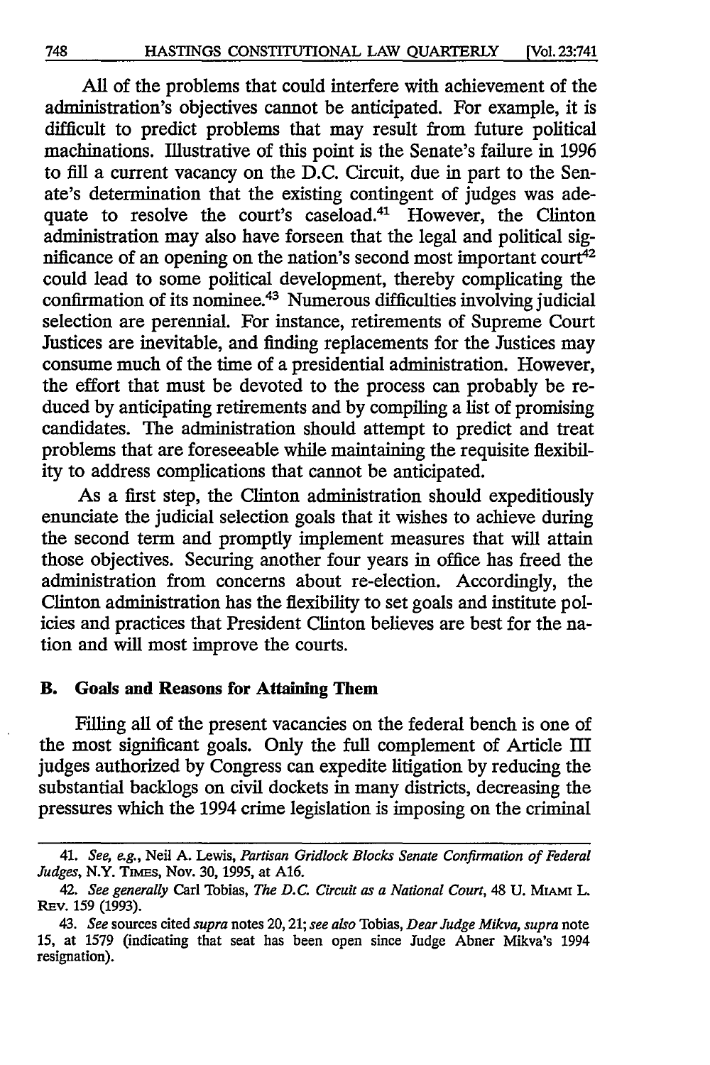All of the problems that could interfere with achievement of the administration's objectives cannot be anticipated. For example, it is difficult to predict problems that may result from future political machinations. Illustrative of this point is the Senate's failure in 1996 to fill a current vacancy on the D.C. Circuit, due in part to the Senate's determination that the existing contingent of judges was adequate to resolve the court's caseload.[41] However, the Clinton administration may also have forseen that the legal and political significance of an opening on the nation's second most important court[42] could lead to some political development, thereby complicating the confirmation of its nominee.[43] Numerous difficulties involving judicial selection are perennial. For instance, retirements of Supreme Court Justices are inevitable, and finding replacements for the Justices may consume much of the time of a presidential administration. However, the effort that must be devoted to the process can probably be reduced by anticipating retirements and by compiling a list of promising candidates. The administration should attempt to predict and treat problems that are foreseeable while maintaining the requisite flexibility to address complications that cannot be anticipated.

As a first step, the Clinton administration should expeditiously enunciate the judicial selection goals that it wishes to achieve during the second term and promptly implement measures that will attain those objectives. Securing another four years in office has freed the administration from concerns about re-election. Accordingly, the Clinton administration has the flexibility to set goals and institute policies and practices that President Clinton believes are best for the nation and will most improve the courts.

### B. Goals and Reasons for Attaining Them

Filling all of the present vacancies on the federal bench is one of the most significant goals. Only the full complement of Article III judges authorized by Congress can expedite litigation by reducing the substantial backlogs on civil dockets in many districts, decreasing the pressures which the 1994 crime legislation is imposing on the criminal

---

41. *See, e.g.*, Neil A. Lewis, *Partisan Gridlock Blocks Senate Confirmation of Federal Judges*, N.Y. TIMES, Nov. 30, 1995, at A16.

42. *See generally* Carl Tobias, *The D.C. Circuit as a National Court*, 48 U. MIAMI L. REV. 159 (1993).

43. *See* sources cited *supra* notes 20, 21; *see also* Tobias, *Dear Judge Mikva*, *supra* note 15, at 1579 (indicating that seat has been open since Judge Abner Mikva's 1994 resignation).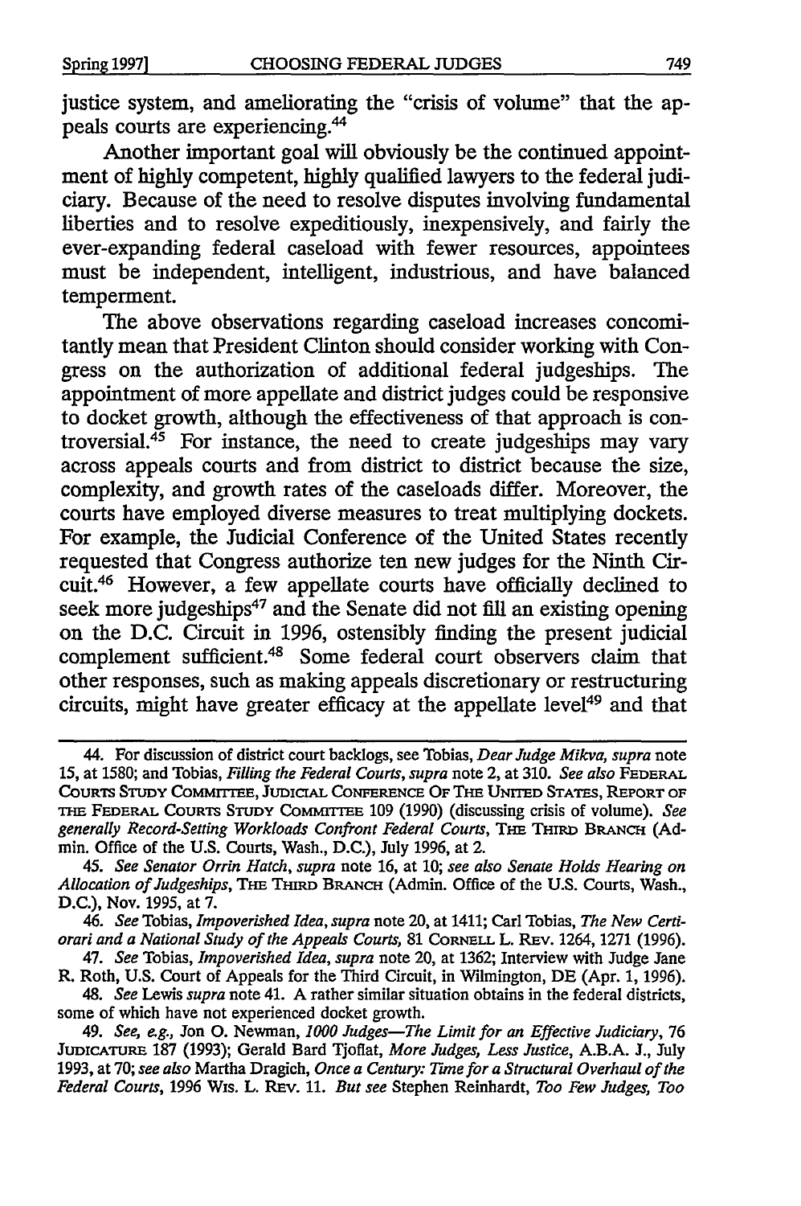justice system, and ameliorating the "crisis of volume" that the appeals courts are experiencing.[44]

Another important goal will obviously be the continued appointment of highly competent, highly qualified lawyers to the federal judiciary. Because of the need to resolve disputes involving fundamental liberties and to resolve expeditiously, inexpensively, and fairly the ever-expanding federal caseload with fewer resources, appointees must be independent, intelligent, industrious, and have balanced temperment.

The above observations regarding caseload increases concomitantly mean that President Clinton should consider working with Congress on the authorization of additional federal judgeships. The appointment of more appellate and district judges could be responsive to docket growth, although the effectiveness of that approach is controversial.[45] For instance, the need to create judgeships may vary across appeals courts and from district to district because the size, complexity, and growth rates of the caseloads differ. Moreover, the courts have employed diverse measures to treat multiplying dockets. For example, the Judicial Conference of the United States recently requested that Congress authorize ten new judges for the Ninth Circuit.[46] However, a few appellate courts have officially declined to seek more judgeships[47] and the Senate did not fill an existing opening on the D.C. Circuit in 1996, ostensibly finding the present judicial complement sufficient.[48] Some federal court observers claim that other responses, such as making appeals discretionary or restructuring circuits, might have greater efficacy at the appellate level[49] and that

---

44. For discussion of district court backlogs, see Tobias, *Dear Judge Mikva, supra* note 15, at 1580; and Tobias, *Filling the Federal Courts, supra* note 2, at 310. *See also* FEDERAL COURTS STUDY COMMITTEE, JUDICIAL CONFERENCE OF THE UNITED STATES, REPORT OF THE FEDERAL COURTS STUDY COMMITTEE 109 (1990) (discussing crisis of volume). *See generally Record-Setting Workloads Confront Federal Courts*, THE THIRD BRANCH (Admin. Office of the U.S. Courts, Wash., D.C.), July 1996, at 2.

45. *See Senator Orrin Hatch, supra* note 16, at 10; *see also Senate Holds Hearing on Allocation of Judgeships*, THE THIRD BRANCH (Admin. Office of the U.S. Courts, Wash., D.C.), Nov. 1995, at 7.

46. *See* Tobias, *Impoverished Idea, supra* note 20, at 1411; Carl Tobias, *The New Certiorari and a National Study of the Appeals Courts*, 81 CORNELL L. REV. 1264, 1271 (1996).

47. *See* Tobias, *Impoverished Idea, supra* note 20, at 1362; Interview with Judge Jane R. Roth, U.S. Court of Appeals for the Third Circuit, in Wilmington, DE (Apr. 1, 1996).

48. *See* Lewis *supra* note 41. A rather similar situation obtains in the federal districts, some of which have not experienced docket growth.

49. *See, e.g.*, Jon O. Newman, *1000 Judges—The Limit for an Effective Judiciary*, 76 JUDICATURE 187 (1993); Gerald Bard Tjoflat, *More Judges, Less Justice*, A.B.A. J., July 1993, at 70; *see also* Martha Dragich, *Once a Century: Time for a Structural Overhaul of the Federal Courts*, 1996 WIS. L. REV. 11. *But see* Stephen Reinhardt, *Too Few Judges, Too*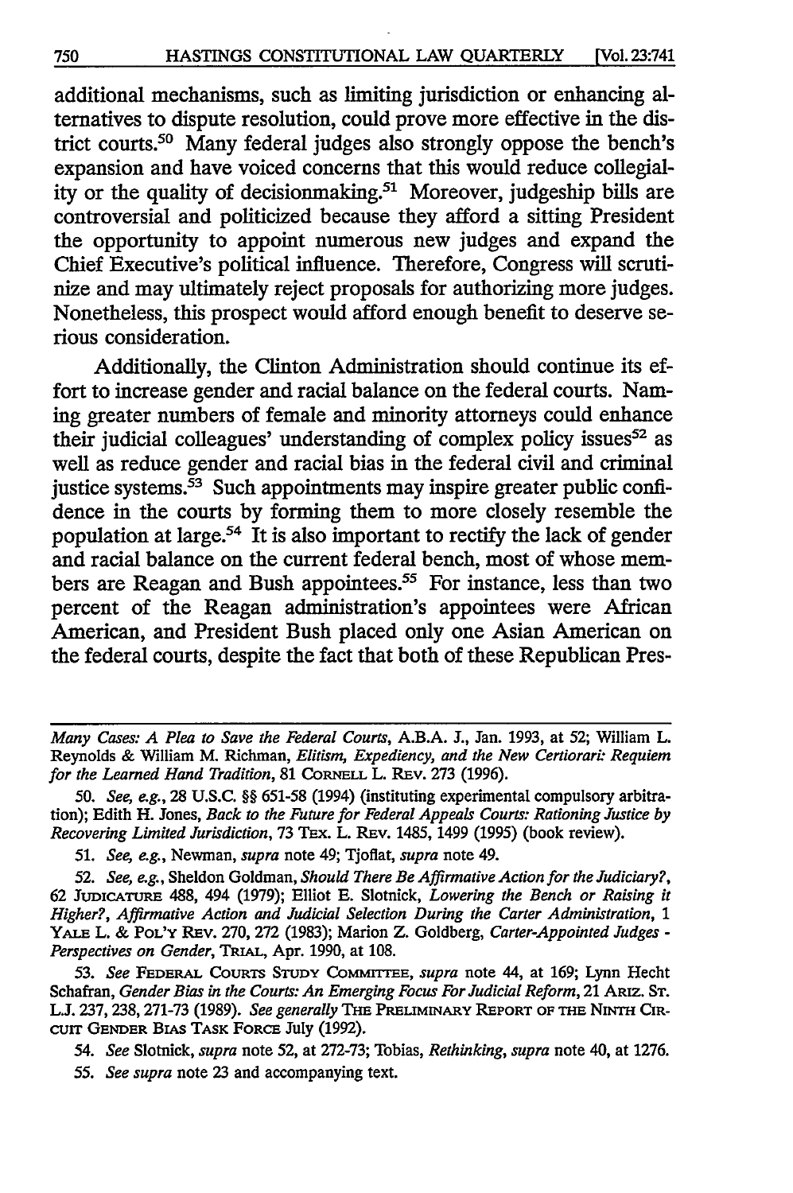additional mechanisms, such as limiting jurisdiction or enhancing alternatives to dispute resolution, could prove more effective in the district courts.[50] Many federal judges also strongly oppose the bench's expansion and have voiced concerns that this would reduce collegiality or the quality of decisionmaking.[51] Moreover, judgeship bills are controversial and politicized because they afford a sitting President the opportunity to appoint numerous new judges and expand the Chief Executive's political influence. Therefore, Congress will scrutinize and may ultimately reject proposals for authorizing more judges. Nonetheless, this prospect would afford enough benefit to deserve serious consideration.

Additionally, the Clinton Administration should continue its effort to increase gender and racial balance on the federal courts. Naming greater numbers of female and minority attorneys could enhance their judicial colleagues' understanding of complex policy issues[52] as well as reduce gender and racial bias in the federal civil and criminal justice systems.[53] Such appointments may inspire greater public confidence in the courts by forming them to more closely resemble the population at large.[54] It is also important to rectify the lack of gender and racial balance on the current federal bench, most of whose members are Reagan and Bush appointees.[55] For instance, less than two percent of the Reagan administration's appointees were African American, and President Bush placed only one Asian American on the federal courts, despite the fact that both of these Republican Pres-

---

*Many Cases: A Plea to Save the Federal Courts*, A.B.A. J., Jan. 1993, at 52; William L. Reynolds & William M. Richman, *Elitism, Expediency, and the New Certiorari: Requiem for the Learned Hand Tradition*, 81 CORNELL L. REV. 273 (1996).

50. *See, e.g.*, 28 U.S.C. §§ 651-58 (1994) (instituting experimental compulsory arbitration); Edith H. Jones, *Back to the Future for Federal Appeals Courts: Rationing Justice by Recovering Limited Jurisdiction*, 73 TEX. L. REV. 1485, 1499 (1995) (book review).

51. *See, e.g.*, Newman, *supra* note 49; Tjoflat, *supra* note 49.

52. *See, e.g.*, Sheldon Goldman, *Should There Be Affirmative Action for the Judiciary?*, 62 JUDICATURE 488, 494 (1979); Elliot E. Slotnick, *Lowering the Bench or Raising it Higher?, Affirmative Action and Judicial Selection During the Carter Administration*, 1 YALE L. & POL'Y REV. 270, 272 (1983); Marion Z. Goldberg, *Carter-Appointed Judges - Perspectives on Gender*, TRIAL, Apr. 1990, at 108.

53. *See* FEDERAL COURTS STUDY COMMITTEE, *supra* note 44, at 169; Lynn Hecht Schafran, *Gender Bias in the Courts: An Emerging Focus For Judicial Reform*, 21 ARIZ. ST. L.J. 237, 238, 271-73 (1989). *See generally* THE PRELIMINARY REPORT OF THE NINTH CIRCUIT GENDER BIAS TASK FORCE July (1992).

54. *See* Slotnick, *supra* note 52, at 272-73; Tobias, *Rethinking*, *supra* note 40, at 1276.

55. *See supra* note 23 and accompanying text.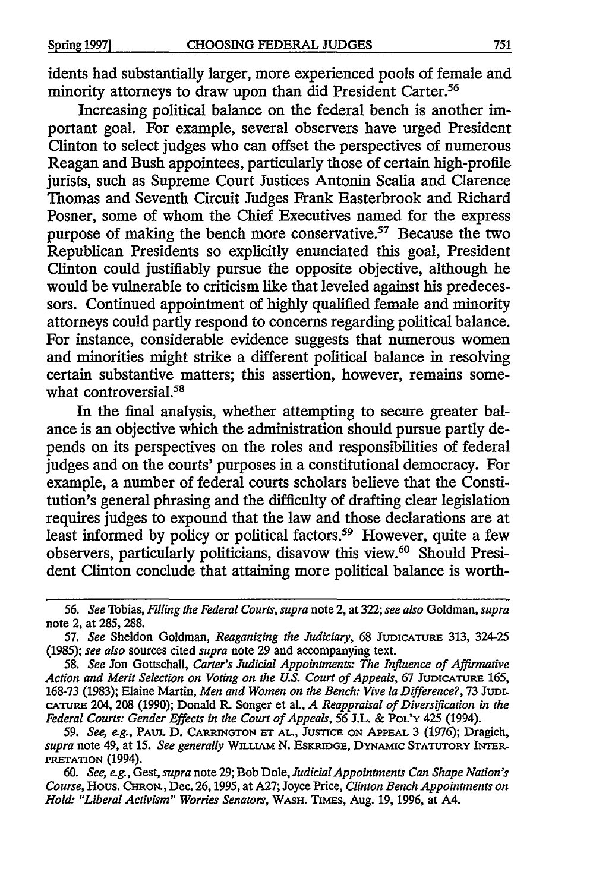idents had substantially larger, more experienced pools of female and minority attorneys to draw upon than did President Carter.[56]

Increasing political balance on the federal bench is another important goal. For example, several observers have urged President Clinton to select judges who can offset the perspectives of numerous Reagan and Bush appointees, particularly those of certain high-profile jurists, such as Supreme Court Justices Antonin Scalia and Clarence Thomas and Seventh Circuit Judges Frank Easterbrook and Richard Posner, some of whom the Chief Executives named for the express purpose of making the bench more conservative.[57] Because the two Republican Presidents so explicitly enunciated this goal, President Clinton could justifiably pursue the opposite objective, although he would be vulnerable to criticism like that leveled against his predecessors. Continued appointment of highly qualified female and minority attorneys could partly respond to concerns regarding political balance. For instance, considerable evidence suggests that numerous women and minorities might strike a different political balance in resolving certain substantive matters; this assertion, however, remains somewhat controversial.[58]

In the final analysis, whether attempting to secure greater balance is an objective which the administration should pursue partly depends on its perspectives on the roles and responsibilities of federal judges and on the courts' purposes in a constitutional democracy. For example, a number of federal courts scholars believe that the Constitution's general phrasing and the difficulty of drafting clear legislation requires judges to expound that the law and those declarations are at least informed by policy or political factors.[59] However, quite a few observers, particularly politicians, disavow this view.[60] Should President Clinton conclude that attaining more political balance is worth-

---

56. *See* Tobias, *Filling the Federal Courts*, *supra* note 2, at 322; *see also* Goldman, *supra* note 2, at 285, 288.

57. *See* Sheldon Goldman, *Reaganizing the Judiciary*, 68 JUDICATURE 313, 324-25 (1985); *see also* sources cited *supra* note 29 and accompanying text.

58. *See* Jon Gottschall, *Carter's Judicial Appointments: The Influence of Affirmative Action and Merit Selection on Voting on the U.S. Court of Appeals*, 67 JUDICATURE 165, 168-73 (1983); Elaine Martin, *Men and Women on the Bench: Vive la Difference?*, 73 JUDICATURE 204, 208 (1990); Donald R. Songer et al., *A Reappraisal of Diversification in the Federal Courts: Gender Effects in the Court of Appeals*, 56 J.L. & POL'Y 425 (1994).

59. *See, e.g.*, PAUL D. CARRINGTON ET AL., JUSTICE ON APPEAL 3 (1976); Dragich, *supra* note 49, at 15. *See generally* WILLIAM N. ESKRIDGE, DYNAMIC STATUTORY INTERPRETATION (1994).

60. *See, e.g.*, Gest, *supra* note 29; Bob Dole, *Judicial Appointments Can Shape Nation's Course*, HOUS. CHRON., Dec. 26, 1995, at A27; Joyce Price, *Clinton Bench Appointments on Hold: "Liberal Activism" Worries Senators*, WASH. TIMES, Aug. 19, 1996, at A4.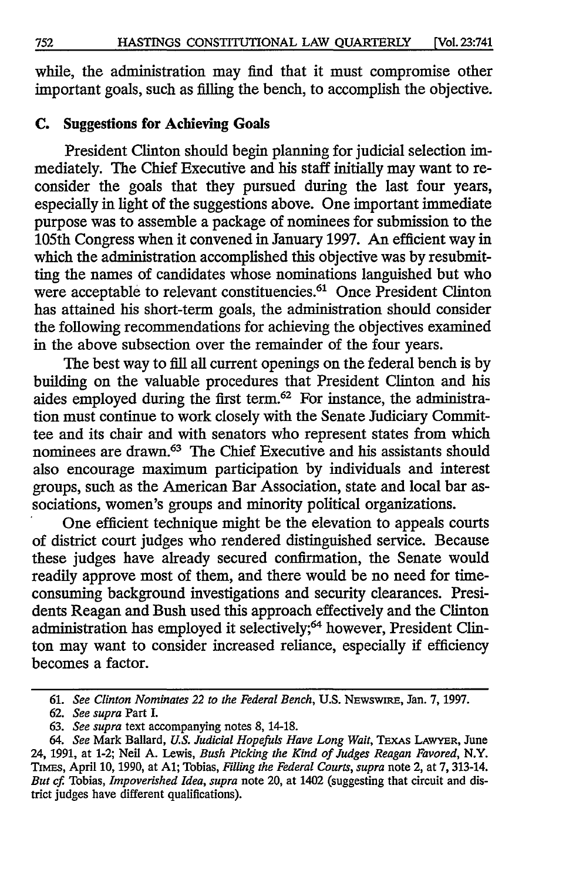while, the administration may find that it must compromise other important goals, such as filling the bench, to accomplish the objective.

### C. Suggestions for Achieving Goals

President Clinton should begin planning for judicial selection immediately. The Chief Executive and his staff initially may want to reconsider the goals that they pursued during the last four years, especially in light of the suggestions above. One important immediate purpose was to assemble a package of nominees for submission to the 105th Congress when it convened in January 1997. An efficient way in which the administration accomplished this objective was by resubmitting the names of candidates whose nominations languished but who were acceptable to relevant constituencies.[61] Once President Clinton has attained his short-term goals, the administration should consider the following recommendations for achieving the objectives examined in the above subsection over the remainder of the four years.

The best way to fill all current openings on the federal bench is by building on the valuable procedures that President Clinton and his aides employed during the first term.[62] For instance, the administration must continue to work closely with the Senate Judiciary Committee and its chair and with senators who represent states from which nominees are drawn.[63] The Chief Executive and his assistants should also encourage maximum participation by individuals and interest groups, such as the American Bar Association, state and local bar associations, women's groups and minority political organizations.

One efficient technique might be the elevation to appeals courts of district court judges who rendered distinguished service. Because these judges have already secured confirmation, the Senate would readily approve most of them, and there would be no need for time-consuming background investigations and security clearances. Presidents Reagan and Bush used this approach effectively and the Clinton administration has employed it selectively;[64] however, President Clinton may want to consider increased reliance, especially if efficiency becomes a factor.

---

61. *See Clinton Nominates 22 to the Federal Bench*, U.S. NEWSWIRE, Jan. 7, 1997.

62. *See supra* Part I.

63. *See supra* text accompanying notes 8, 14-18.

64. *See* Mark Ballard, *U.S. Judicial Hopefuls Have Long Wait*, TEXAS LAWYER, June 24, 1991, at 1-2; Neil A. Lewis, *Bush Picking the Kind of Judges Reagan Favored*, N.Y. TIMES, April 10, 1990, at A1; Tobias, *Filling the Federal Courts*, *supra* note 2, at 7, 313-14. *But cf.* Tobias, *Impoverished Idea*, *supra* note 20, at 1402 (suggesting that circuit and district judges have different qualifications).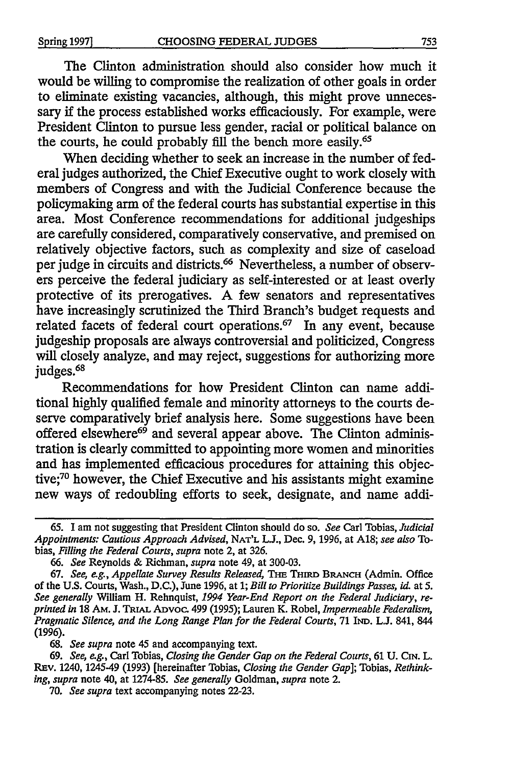The Clinton administration should also consider how much it would be willing to compromise the realization of other goals in order to eliminate existing vacancies, although, this might prove unnecessary if the process established works efficaciously. For example, were President Clinton to pursue less gender, racial or political balance on the courts, he could probably fill the bench more easily.[65]

When deciding whether to seek an increase in the number of federal judges authorized, the Chief Executive ought to work closely with members of Congress and with the Judicial Conference because the policymaking arm of the federal courts has substantial expertise in this area. Most Conference recommendations for additional judgeships are carefully considered, comparatively conservative, and premised on relatively objective factors, such as complexity and size of caseload per judge in circuits and districts.[66] Nevertheless, a number of observers perceive the federal judiciary as self-interested or at least overly protective of its prerogatives. A few senators and representatives have increasingly scrutinized the Third Branch's budget requests and related facets of federal court operations.[67] In any event, because judgeship proposals are always controversial and politicized, Congress will closely analyze, and may reject, suggestions for authorizing more judges.[68]

Recommendations for how President Clinton can name additional highly qualified female and minority attorneys to the courts deserve comparatively brief analysis here. Some suggestions have been offered elsewhere[69] and several appear above. The Clinton administration is clearly committed to appointing more women and minorities and has implemented efficacious procedures for attaining this objective;[70] however, the Chief Executive and his assistants might examine new ways of redoubling efforts to seek, designate, and name addi-

65. I am not suggesting that President Clinton should do so. *See* Carl Tobias, *Judicial Appointments: Cautious Approach Advised*, NAT'L L.J., Dec. 9, 1996, at A18; *see also* Tobias, *Filling the Federal Courts*, *supra* note 2, at 326.

66. *See* Reynolds & Richman, *supra* note 49, at 300-03.

67. *See, e.g.*, *Appellate Survey Results Released*, THE THIRD BRANCH (Admin. Office of the U.S. Courts, Wash., D.C.), June 1996, at 1; *Bill to Prioritize Buildings Passes*, *id.* at 5. *See generally* William H. Rehnquist, *1994 Year-End Report on the Federal Judiciary*, *reprinted in* 18 AM. J. TRIAL ADVOC. 499 (1995); Lauren K. Robel, *Impermeable Federalism, Pragmatic Silence, and the Long Range Plan for the Federal Courts*, 71 IND. L.J. 841, 844 (1996).

68. *See supra* note 45 and accompanying text.

69. *See, e.g.*, Carl Tobias, *Closing the Gender Gap on the Federal Courts*, 61 U. CIN. L. REV. 1240, 1245-49 (1993) [hereinafter Tobias, *Closing the Gender Gap*]; Tobias, *Rethinking*, *supra* note 40, at 1274-85. *See generally* Goldman, *supra* note 2.

70. *See supra* text accompanying notes 22-23.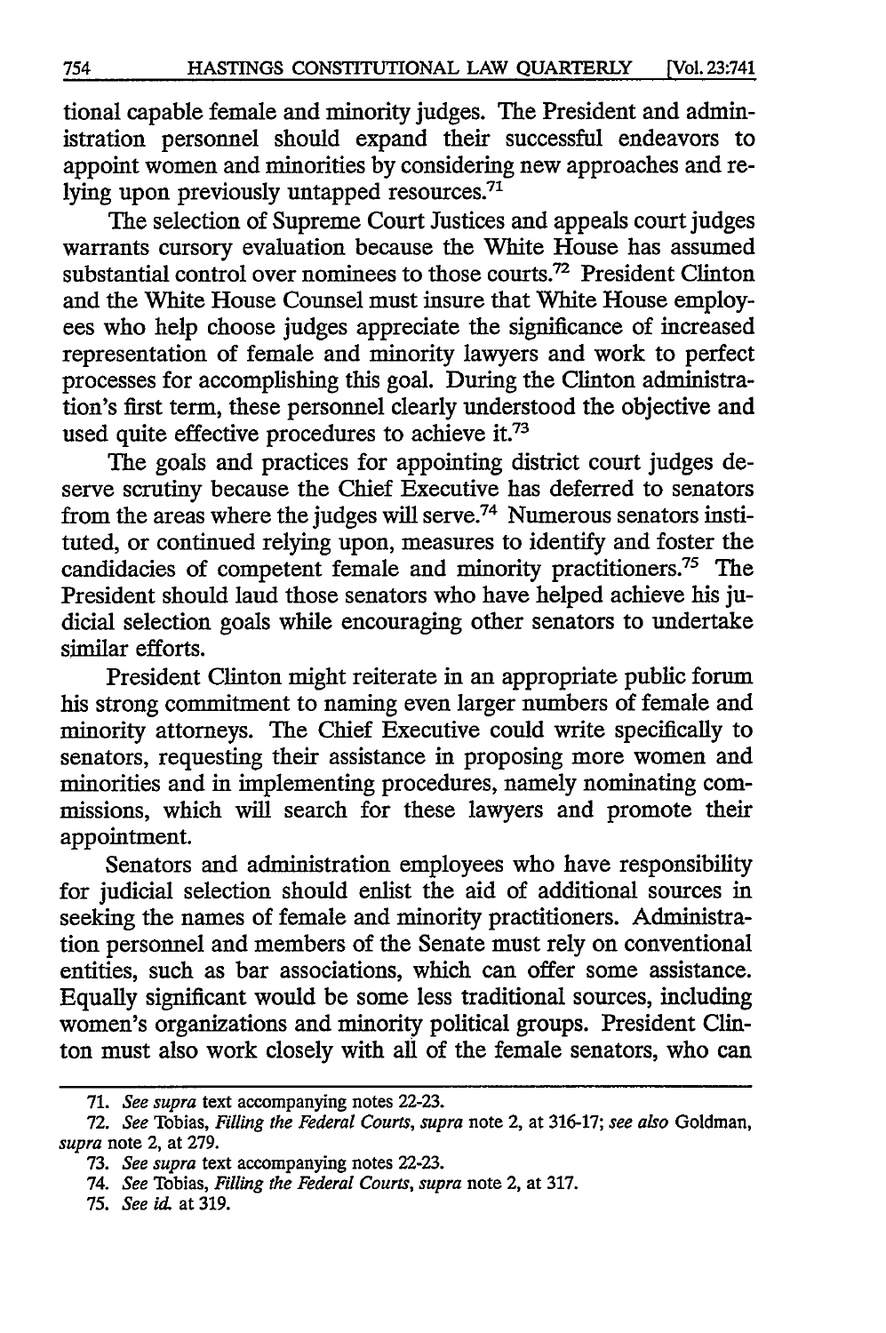tional capable female and minority judges. The President and administration personnel should expand their successful endeavors to appoint women and minorities by considering new approaches and relying upon previously untapped resources.[71]

The selection of Supreme Court Justices and appeals court judges warrants cursory evaluation because the White House has assumed substantial control over nominees to those courts.[72] President Clinton and the White House Counsel must insure that White House employees who help choose judges appreciate the significance of increased representation of female and minority lawyers and work to perfect processes for accomplishing this goal. During the Clinton administration's first term, these personnel clearly understood the objective and used quite effective procedures to achieve it.[73]

The goals and practices for appointing district court judges deserve scrutiny because the Chief Executive has deferred to senators from the areas where the judges will serve.[74] Numerous senators instituted, or continued relying upon, measures to identify and foster the candidacies of competent female and minority practitioners.[75] The President should laud those senators who have helped achieve his judicial selection goals while encouraging other senators to undertake similar efforts.

President Clinton might reiterate in an appropriate public forum his strong commitment to naming even larger numbers of female and minority attorneys. The Chief Executive could write specifically to senators, requesting their assistance in proposing more women and minorities and in implementing procedures, namely nominating commissions, which will search for these lawyers and promote their appointment.

Senators and administration employees who have responsibility for judicial selection should enlist the aid of additional sources in seeking the names of female and minority practitioners. Administration personnel and members of the Senate must rely on conventional entities, such as bar associations, which can offer some assistance. Equally significant would be some less traditional sources, including women's organizations and minority political groups. President Clinton must also work closely with all of the female senators, who can

---

71. *See supra* text accompanying notes 22-23.

72. *See* Tobias, *Filling the Federal Courts*, *supra* note 2, at 316-17; *see also* Goldman, *supra* note 2, at 279.

73. *See supra* text accompanying notes 22-23.

74. *See* Tobias, *Filling the Federal Courts*, *supra* note 2, at 317.

75. *See id.* at 319.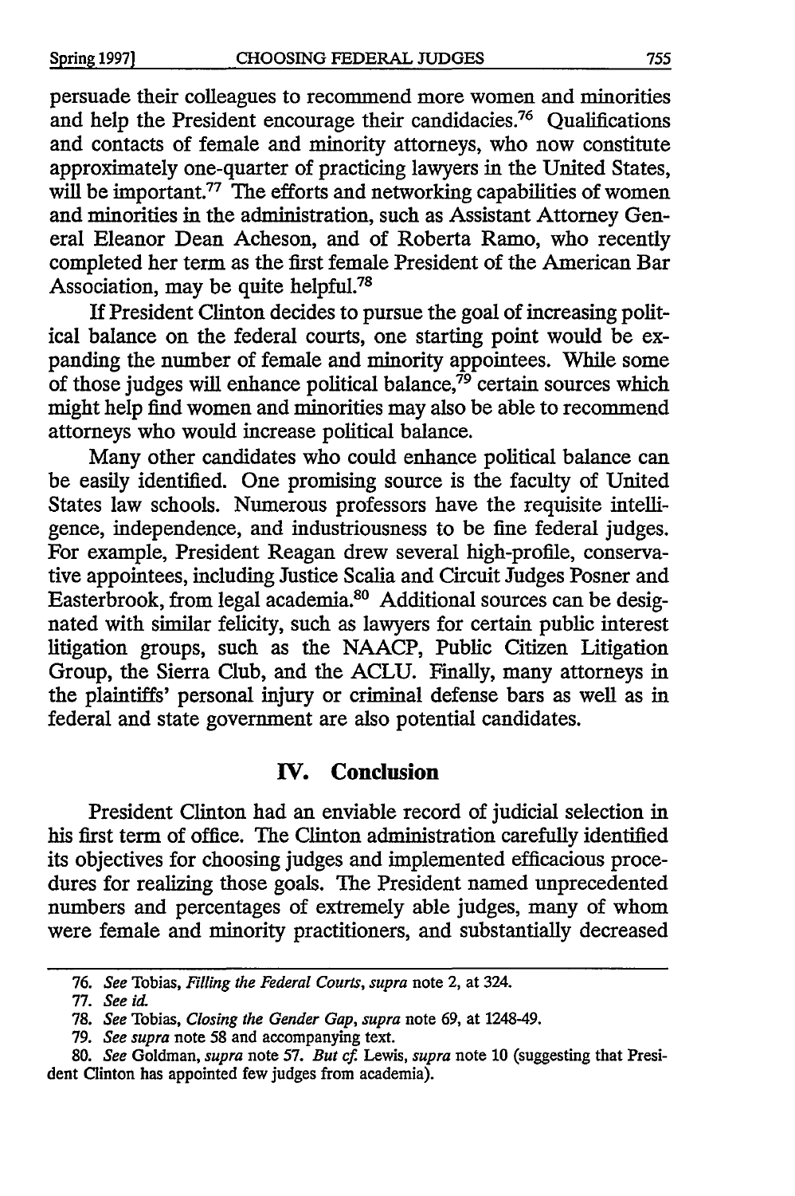persuade their colleagues to recommend more women and minorities and help the President encourage their candidacies.[76] Qualifications and contacts of female and minority attorneys, who now constitute approximately one-quarter of practicing lawyers in the United States, will be important.[77] The efforts and networking capabilities of women and minorities in the administration, such as Assistant Attorney General Eleanor Dean Acheson, and of Roberta Ramo, who recently completed her term as the first female President of the American Bar Association, may be quite helpful.[78]

If President Clinton decides to pursue the goal of increasing political balance on the federal courts, one starting point would be expanding the number of female and minority appointees. While some of those judges will enhance political balance,[79] certain sources which might help find women and minorities may also be able to recommend attorneys who would increase political balance.

Many other candidates who could enhance political balance can be easily identified. One promising source is the faculty of United States law schools. Numerous professors have the requisite intelligence, independence, and industriousness to be fine federal judges. For example, President Reagan drew several high-profile, conservative appointees, including Justice Scalia and Circuit Judges Posner and Easterbrook, from legal academia.[80] Additional sources can be designated with similar felicity, such as lawyers for certain public interest litigation groups, such as the NAACP, Public Citizen Litigation Group, the Sierra Club, and the ACLU. Finally, many attorneys in the plaintiffs' personal injury or criminal defense bars as well as in federal and state government are also potential candidates.

## IV. Conclusion

President Clinton had an enviable record of judicial selection in his first term of office. The Clinton administration carefully identified its objectives for choosing judges and implemented efficacious procedures for realizing those goals. The President named unprecedented numbers and percentages of extremely able judges, many of whom were female and minority practitioners, and substantially decreased

---

76. *See* Tobias, *Filling the Federal Courts*, *supra* note 2, at 324.

77. *See id.*

78. *See* Tobias, *Closing the Gender Gap*, *supra* note 69, at 1248-49.

79. *See supra* note 58 and accompanying text.

80. *See* Goldman, *supra* note 57. *But cf.* Lewis, *supra* note 10 (suggesting that President Clinton has appointed few judges from academia).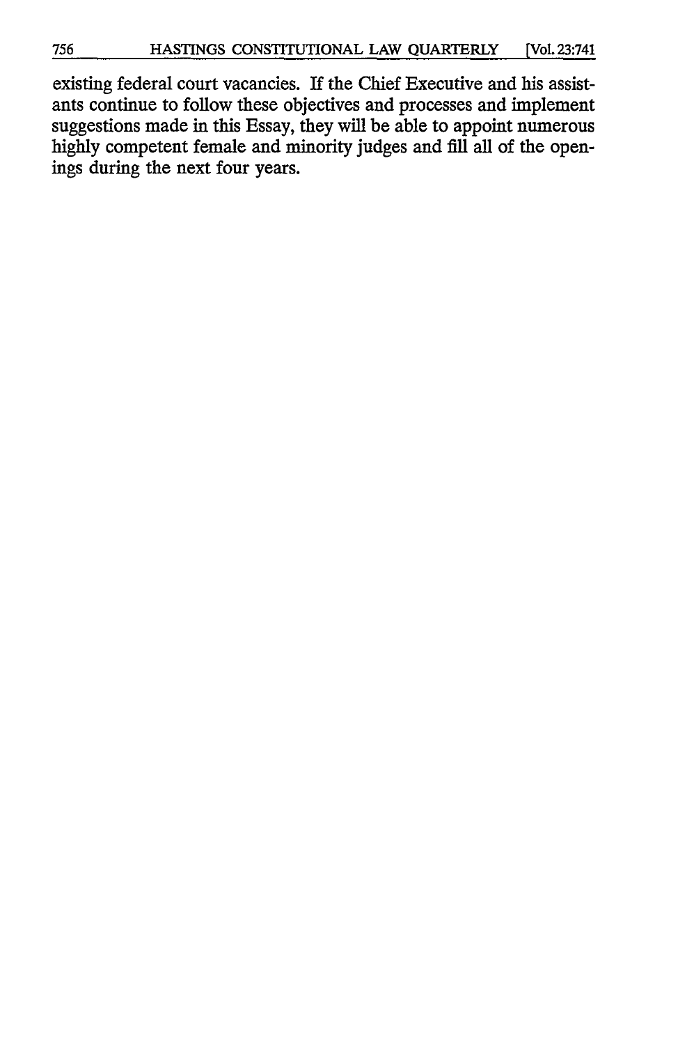existing federal court vacancies. If the Chief Executive and his assistants continue to follow these objectives and processes and implement suggestions made in this Essay, they will be able to appoint numerous highly competent female and minority judges and fill all of the openings during the next four years.